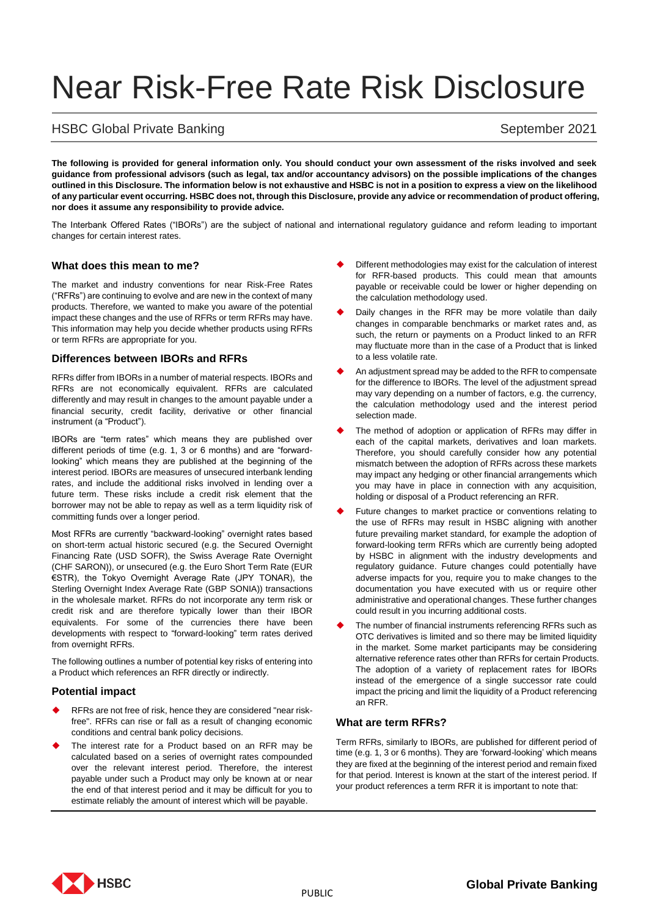# Near Risk-Free Rate Risk Disclosure

HSBC Global Private Banking — September 2021

**The following is provided for general information only. You should conduct your own assessment of the risks involved and seek guidance from professional advisors (such as legal, tax and/or accountancy advisors) on the possible implications of the changes outlined in this Disclosure. The information below is not exhaustive and HSBC is not in a position to express a view on the likelihood of any particular event occurring. HSBC does not, through this Disclosure, provide any advice or recommendation of product offering, nor does it assume any responsibility to provide advice.**

The Interbank Offered Rates ("IBORs") are the subject of national and international regulatory guidance and reform leading to important changes for certain interest rates.

### What does this mean to me?

The market and industry conventions for near Risk-Free Rates ("RFRs") are continuing to evolve and are new in the context of many products. Therefore, we wanted to make you aware of the potential impact these changes and the use of RFRs or term RFRs may have. This information may help you decide whether products using RFRs or term RFRs are appropriate for you.

### Differences between IBORs and RFRs

RFRs differ from IBORs in a number of material respects. IBORs and RFRs are not economically equivalent. RFRs are calculated differently and may result in changes to the amount payable under a financial security, credit facility, derivative or other financial instrument (a "Product").

IBORs are "term rates" which means they are published over different periods of time (e.g. 1, 3 or 6 months) and are "forward-looking" which means they are published at the beginning of the interest period. IBORs are measures of unsecured interbank lending rates, and include the additional risks involved in lending over a future term. These risks include a credit risk element that the borrower may not be able to repay as well as a term liquidity risk of committing funds over a longer period.

Most RFRs are currently "backward-looking" overnight rates based on short-term actual historic secured (e.g. the Secured Overnight Financing Rate (USD SOFR), the Swiss Average Rate Overnight (CHF SARON)), or unsecured (e.g. the Euro Short Term Rate (EUR €STR), the Tokyo Overnight Average Rate (JPY TONAR), the Sterling Overnight Index Average Rate (GBP SONIA)) transactions in the wholesale market. RFRs do not incorporate any term risk or credit risk and are therefore typically lower than their IBOR equivalents. For some of the currencies there have been developments with respect to "forward-looking" term rates derived from overnight RFRs.

The following outlines a number of potential key risks of entering into a Product which references an RFR directly or indirectly.

### Potential impact

- RFRs are not free of risk, hence they are considered "near risk-free". RFRs can rise or fall as a result of changing economic conditions and central bank policy decisions.
- The interest rate for a Product based on an RFR may be calculated based on a series of overnight rates compounded over the relevant interest period. Therefore, the interest payable under such a Product may only be known at or near the end of that interest period and it may be difficult for you to estimate reliably the amount of interest which will be payable.
- Different methodologies may exist for the calculation of interest for RFR-based products. This could mean that amounts payable or receivable could be lower or higher depending on the calculation methodology used.
- Daily changes in the RFR may be more volatile than daily changes in comparable benchmarks or market rates and, as such, the return or payments on a Product linked to an RFR may fluctuate more than in the case of a Product that is linked to a less volatile rate.
- An adjustment spread may be added to the RFR to compensate for the difference to IBORs. The level of the adjustment spread may vary depending on a number of factors, e.g. the currency, the calculation methodology used and the interest period selection made.
- The method of adoption or application of RFRs may differ in each of the capital markets, derivatives and loan markets. Therefore, you should carefully consider how any potential mismatch between the adoption of RFRs across these markets may impact any hedging or other financial arrangements which you may have in place in connection with any acquisition, holding or disposal of a Product referencing an RFR.
- Future changes to market practice or conventions relating to the use of RFRs may result in HSBC aligning with another future prevailing market standard, for example the adoption of forward-looking term RFRs which are currently being adopted by HSBC in alignment with the industry developments and regulatory guidance. Future changes could potentially have adverse impacts for you, require you to make changes to the documentation you have executed with us or require other administrative and operational changes. These further changes could result in you incurring additional costs.
- The number of financial instruments referencing RFRs such as OTC derivatives is limited and so there may be limited liquidity in the market. Some market participants may be considering alternative reference rates other than RFRs for certain Products. The adoption of a variety of replacement rates for IBORs instead of the emergence of a single successor rate could impact the pricing and limit the liquidity of a Product referencing an RFR.

### What are term RFRs?

Term RFRs, similarly to IBORs, are published for different period of time (e.g. 1, 3 or 6 months). They are 'forward-looking' which means they are fixed at the beginning of the interest period and remain fixed for that period. Interest is known at the start of the interest period. If your product references a term RFR it is important to note that: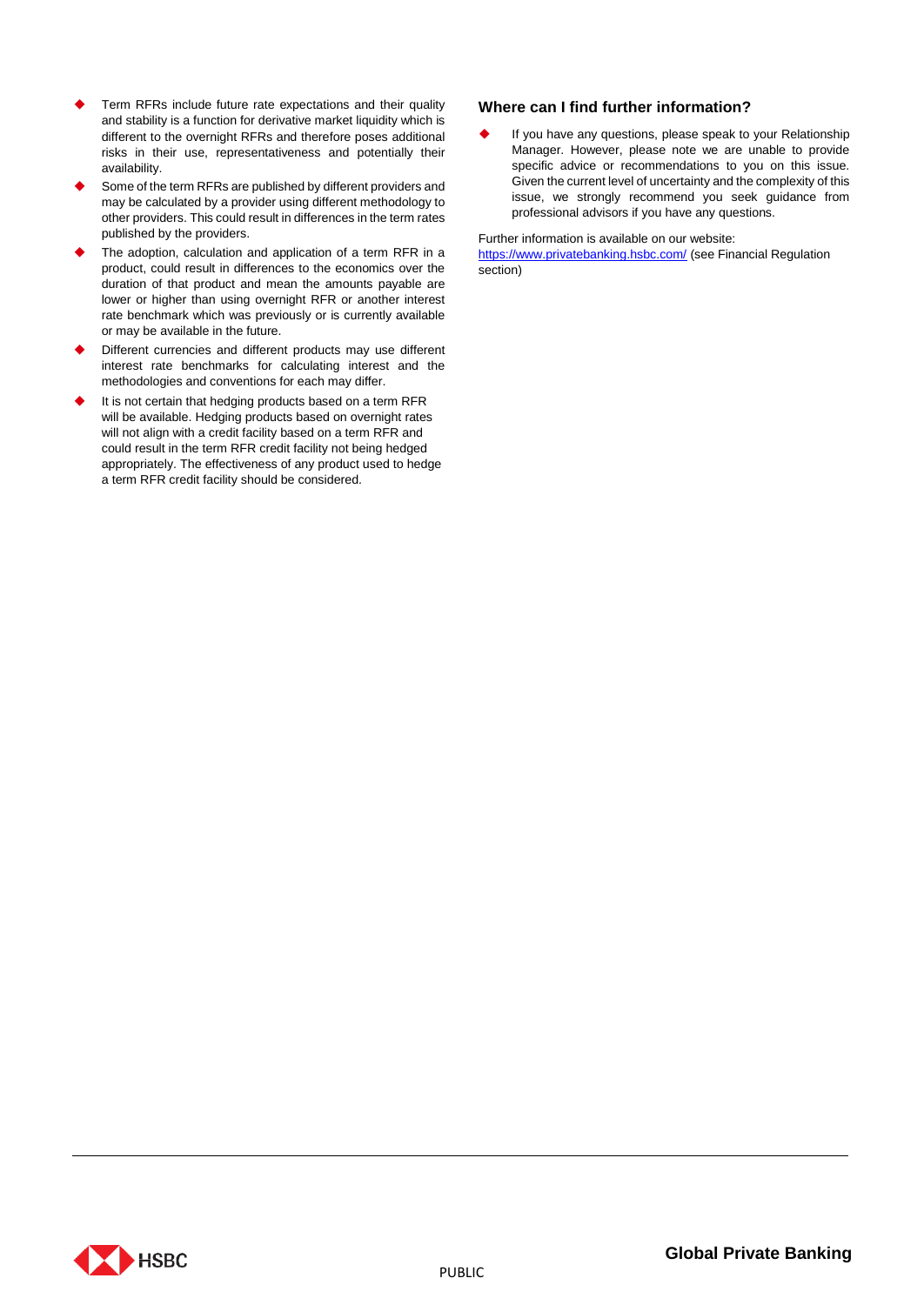- Term RFRs include future rate expectations and their quality and stability is a function for derivative market liquidity which is different to the overnight RFRs and therefore poses additional risks in their use, representativeness and potentially their availability.
- Some of the term RFRs are published by different providers and may be calculated by a provider using different methodology to other providers. This could result in differences in the term rates published by the providers.
- The adoption, calculation and application of a term RFR in a product, could result in differences to the economics over the duration of that product and mean the amounts payable are lower or higher than using overnight RFR or another interest rate benchmark which was previously or is currently available or may be available in the future.
- Different currencies and different products may use different interest rate benchmarks for calculating interest and the methodologies and conventions for each may differ.
- It is not certain that hedging products based on a term RFR will be available. Hedging products based on overnight rates will not align with a credit facility based on a term RFR and could result in the term RFR credit facility not being hedged appropriately. The effectiveness of any product used to hedge a term RFR credit facility should be considered.

## Where can I find further information?

- If you have any questions, please speak to your Relationship Manager. However, please note we are unable to provide specific advice or recommendations to you on this issue. Given the current level of uncertainty and the complexity of this issue, we strongly recommend you seek guidance from professional advisors if you have any questions.

Further information is available on our website:
https://www.privatebanking.hsbc.com/ (see Financial Regulation section)